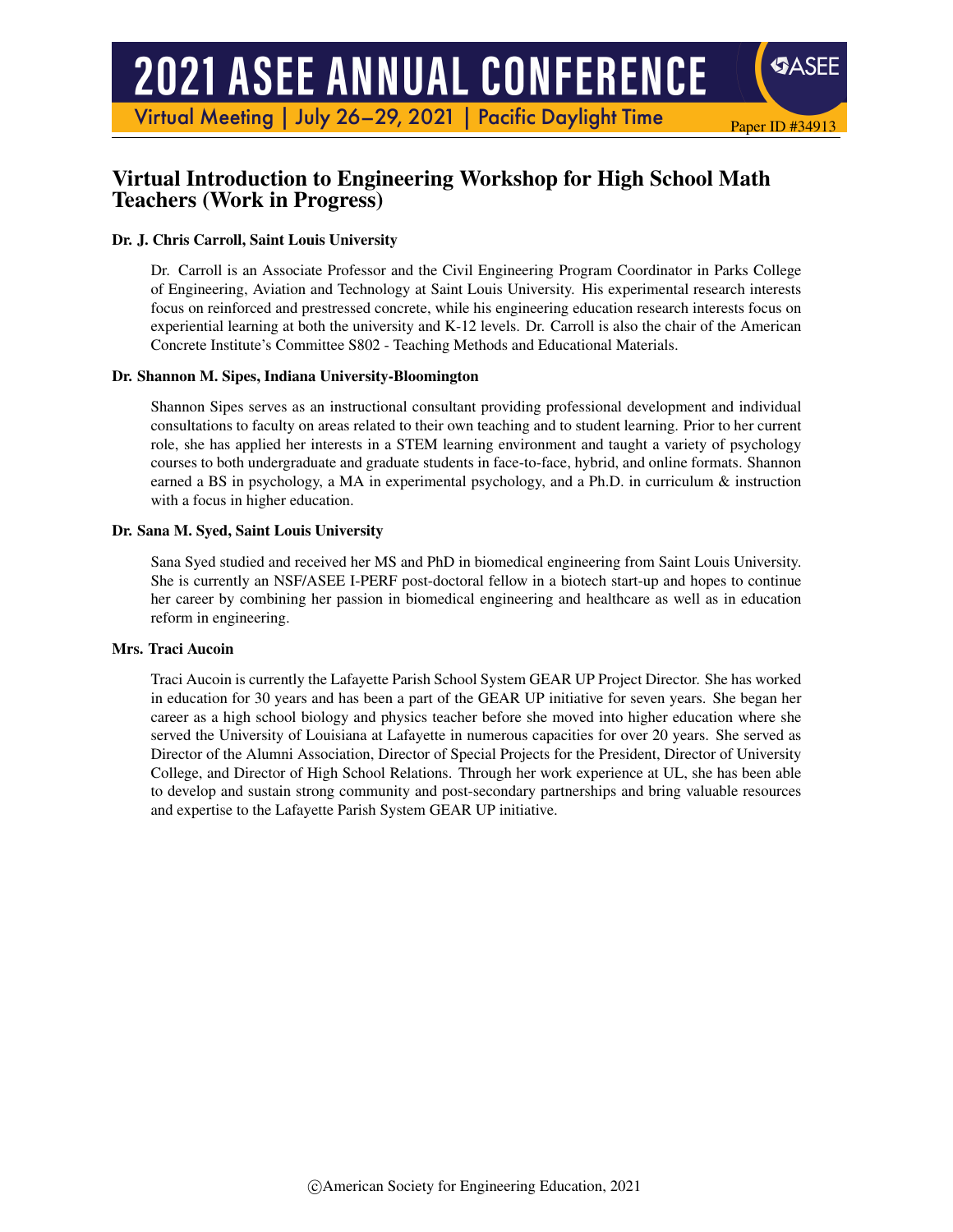# Virtual Introduction to Engineering Workshop for High School Math Teachers (Work in Progress)

**Dr. J. Chris Carroll, Saint Louis University**

Dr. Carroll is an Associate Professor and the Civil Engineering Program Coordinator in Parks College of Engineering, Aviation and Technology at Saint Louis University. His experimental research interests focus on reinforced and prestressed concrete, while his engineering education research interests focus on experiential learning at both the university and K-12 levels. Dr. Carroll is also the chair of the American Concrete Institute's Committee S802 - Teaching Methods and Educational Materials.

**Dr. Shannon M. Sipes, Indiana University-Bloomington**

Shannon Sipes serves as an instructional consultant providing professional development and individual consultations to faculty on areas related to their own teaching and to student learning. Prior to her current role, she has applied her interests in a STEM learning environment and taught a variety of psychology courses to both undergraduate and graduate students in face-to-face, hybrid, and online formats. Shannon earned a BS in psychology, a MA in experimental psychology, and a Ph.D. in curriculum & instruction with a focus in higher education.

**Dr. Sana M. Syed, Saint Louis University**

Sana Syed studied and received her MS and PhD in biomedical engineering from Saint Louis University. She is currently an NSF/ASEE I-PERF post-doctoral fellow in a biotech start-up and hopes to continue her career by combining her passion in biomedical engineering and healthcare as well as in education reform in engineering.

**Mrs. Traci Aucoin**

Traci Aucoin is currently the Lafayette Parish School System GEAR UP Project Director. She has worked in education for 30 years and has been a part of the GEAR UP initiative for seven years. She began her career as a high school biology and physics teacher before she moved into higher education where she served the University of Louisiana at Lafayette in numerous capacities for over 20 years. She served as Director of the Alumni Association, Director of Special Projects for the President, Director of University College, and Director of High School Relations. Through her work experience at UL, she has been able to develop and sustain strong community and post-secondary partnerships and bring valuable resources and expertise to the Lafayette Parish System GEAR UP initiative.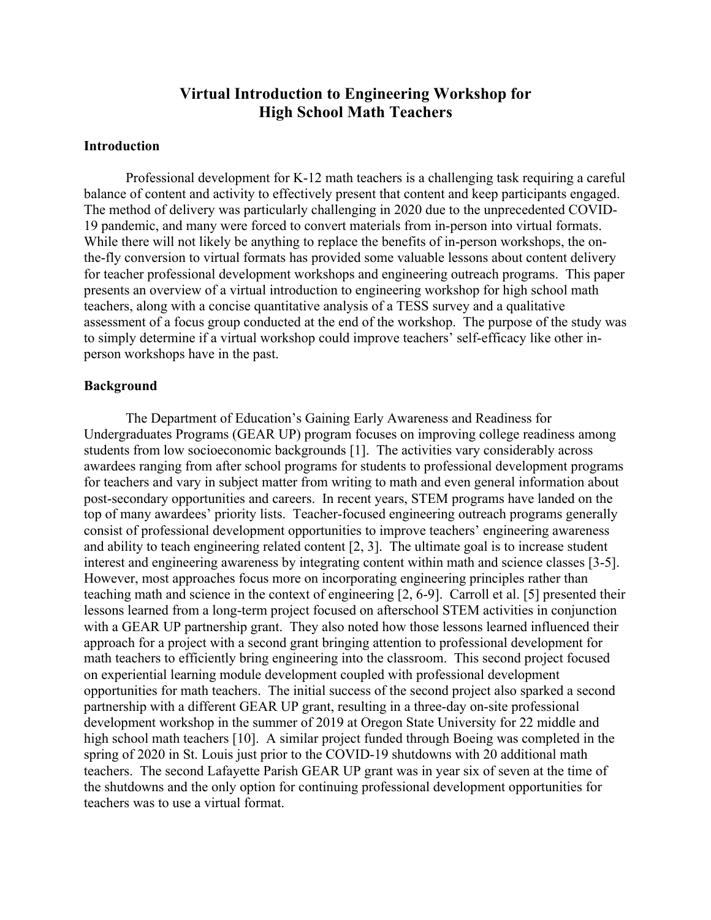# Virtual Introduction to Engineering Workshop for High School Math Teachers

## Introduction

Professional development for K-12 math teachers is a challenging task requiring a careful balance of content and activity to effectively present that content and keep participants engaged. The method of delivery was particularly challenging in 2020 due to the unprecedented COVID-19 pandemic, and many were forced to convert materials from in-person into virtual formats. While there will not likely be anything to replace the benefits of in-person workshops, the on-the-fly conversion to virtual formats has provided some valuable lessons about content delivery for teacher professional development workshops and engineering outreach programs. This paper presents an overview of a virtual introduction to engineering workshop for high school math teachers, along with a concise quantitative analysis of a TESS survey and a qualitative assessment of a focus group conducted at the end of the workshop. The purpose of the study was to simply determine if a virtual workshop could improve teachers' self-efficacy like other in-person workshops have in the past.

## Background

The Department of Education's Gaining Early Awareness and Readiness for Undergraduates Programs (GEAR UP) program focuses on improving college readiness among students from low socioeconomic backgrounds [1]. The activities vary considerably across awardees ranging from after school programs for students to professional development programs for teachers and vary in subject matter from writing to math and even general information about post-secondary opportunities and careers. In recent years, STEM programs have landed on the top of many awardees' priority lists. Teacher-focused engineering outreach programs generally consist of professional development opportunities to improve teachers' engineering awareness and ability to teach engineering related content [2, 3]. The ultimate goal is to increase student interest and engineering awareness by integrating content within math and science classes [3-5]. However, most approaches focus more on incorporating engineering principles rather than teaching math and science in the context of engineering [2, 6-9]. Carroll et al. [5] presented their lessons learned from a long-term project focused on afterschool STEM activities in conjunction with a GEAR UP partnership grant. They also noted how those lessons learned influenced their approach for a project with a second grant bringing attention to professional development for math teachers to efficiently bring engineering into the classroom. This second project focused on experiential learning module development coupled with professional development opportunities for math teachers. The initial success of the second project also sparked a second partnership with a different GEAR UP grant, resulting in a three-day on-site professional development workshop in the summer of 2019 at Oregon State University for 22 middle and high school math teachers [10]. A similar project funded through Boeing was completed in the spring of 2020 in St. Louis just prior to the COVID-19 shutdowns with 20 additional math teachers. The second Lafayette Parish GEAR UP grant was in year six of seven at the time of the shutdowns and the only option for continuing professional development opportunities for teachers was to use a virtual format.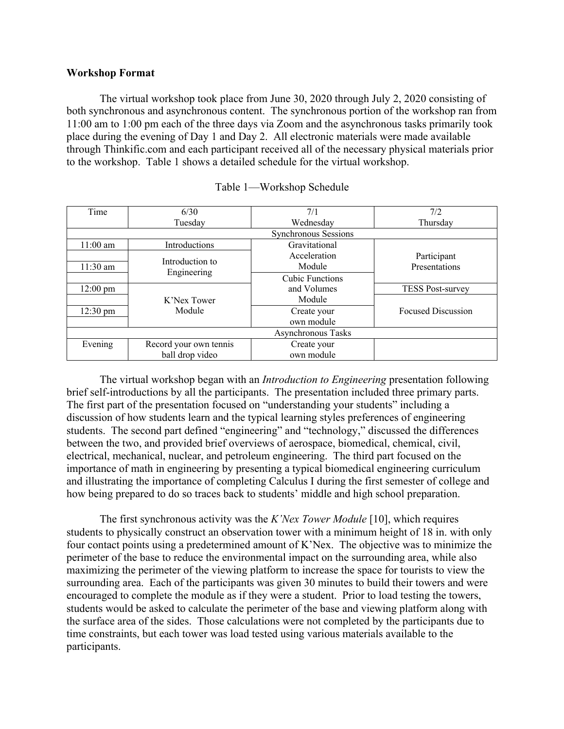**Workshop Format**

The virtual workshop took place from June 30, 2020 through July 2, 2020 consisting of both synchronous and asynchronous content. The synchronous portion of the workshop ran from 11:00 am to 1:00 pm each of the three days via Zoom and the asynchronous tasks primarily took place during the evening of Day 1 and Day 2. All electronic materials were made available through Thinkific.com and each participant received all of the necessary physical materials prior to the workshop. Table 1 shows a detailed schedule for the virtual workshop.

Table 1—Workshop Schedule

| Time | 6/30 Tuesday | 7/1 Wednesday | 7/2 Thursday |
|---|---|---|---|
| Synchronous Sessions | | | |
| 11:00 am | Introductions | Gravitational Acceleration Module | Participant Presentations |
| | Introduction to Engineering | | |
| 11:30 am | | | |
| | | Cubic Functions and Volumes Module | |
| 12:00 pm | K'Nex Tower Module | | TESS Post-survey |
| | | | Focused Discussion |
| 12:30 pm | | Create your own module | |
| | | | |
| Asynchronous Tasks | | | |
| Evening | Record your own tennis ball drop video | Create your own module | |

The virtual workshop began with an *Introduction to Engineering* presentation following brief self-introductions by all the participants. The presentation included three primary parts. The first part of the presentation focused on "understanding your students" including a discussion of how students learn and the typical learning styles preferences of engineering students. The second part defined "engineering" and "technology," discussed the differences between the two, and provided brief overviews of aerospace, biomedical, chemical, civil, electrical, mechanical, nuclear, and petroleum engineering. The third part focused on the importance of math in engineering by presenting a typical biomedical engineering curriculum and illustrating the importance of completing Calculus I during the first semester of college and how being prepared to do so traces back to students' middle and high school preparation.

The first synchronous activity was the *K'Nex Tower Module* [10], which requires students to physically construct an observation tower with a minimum height of 18 in. with only four contact points using a predetermined amount of K'Nex. The objective was to minimize the perimeter of the base to reduce the environmental impact on the surrounding area, while also maximizing the perimeter of the viewing platform to increase the space for tourists to view the surrounding area. Each of the participants was given 30 minutes to build their towers and were encouraged to complete the module as if they were a student. Prior to load testing the towers, students would be asked to calculate the perimeter of the base and viewing platform along with the surface area of the sides. Those calculations were not completed by the participants due to time constraints, but each tower was load tested using various materials available to the participants.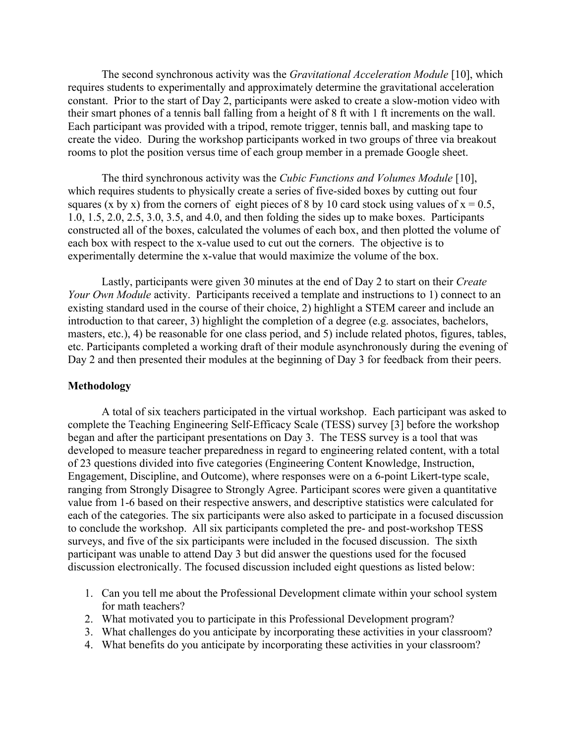The second synchronous activity was the *Gravitational Acceleration Module* [10], which requires students to experimentally and approximately determine the gravitational acceleration constant. Prior to the start of Day 2, participants were asked to create a slow-motion video with their smart phones of a tennis ball falling from a height of 8 ft with 1 ft increments on the wall. Each participant was provided with a tripod, remote trigger, tennis ball, and masking tape to create the video. During the workshop participants worked in two groups of three via breakout rooms to plot the position versus time of each group member in a premade Google sheet.

The third synchronous activity was the *Cubic Functions and Volumes Module* [10], which requires students to physically create a series of five-sided boxes by cutting out four squares (x by x) from the corners of eight pieces of 8 by 10 card stock using values of x = 0.5, 1.0, 1.5, 2.0, 2.5, 3.0, 3.5, and 4.0, and then folding the sides up to make boxes. Participants constructed all of the boxes, calculated the volumes of each box, and then plotted the volume of each box with respect to the x-value used to cut out the corners. The objective is to experimentally determine the x-value that would maximize the volume of the box.

Lastly, participants were given 30 minutes at the end of Day 2 to start on their *Create Your Own Module* activity. Participants received a template and instructions to 1) connect to an existing standard used in the course of their choice, 2) highlight a STEM career and include an introduction to that career, 3) highlight the completion of a degree (e.g. associates, bachelors, masters, etc.), 4) be reasonable for one class period, and 5) include related photos, figures, tables, etc. Participants completed a working draft of their module asynchronously during the evening of Day 2 and then presented their modules at the beginning of Day 3 for feedback from their peers.

**Methodology**

A total of six teachers participated in the virtual workshop. Each participant was asked to complete the Teaching Engineering Self-Efficacy Scale (TESS) survey [3] before the workshop began and after the participant presentations on Day 3. The TESS survey is a tool that was developed to measure teacher preparedness in regard to engineering related content, with a total of 23 questions divided into five categories (Engineering Content Knowledge, Instruction, Engagement, Discipline, and Outcome), where responses were on a 6-point Likert-type scale, ranging from Strongly Disagree to Strongly Agree. Participant scores were given a quantitative value from 1-6 based on their respective answers, and descriptive statistics were calculated for each of the categories. The six participants were also asked to participate in a focused discussion to conclude the workshop. All six participants completed the pre- and post-workshop TESS surveys, and five of the six participants were included in the focused discussion. The sixth participant was unable to attend Day 3 but did answer the questions used for the focused discussion electronically. The focused discussion included eight questions as listed below:

1. Can you tell me about the Professional Development climate within your school system for math teachers?
2. What motivated you to participate in this Professional Development program?
3. What challenges do you anticipate by incorporating these activities in your classroom?
4. What benefits do you anticipate by incorporating these activities in your classroom?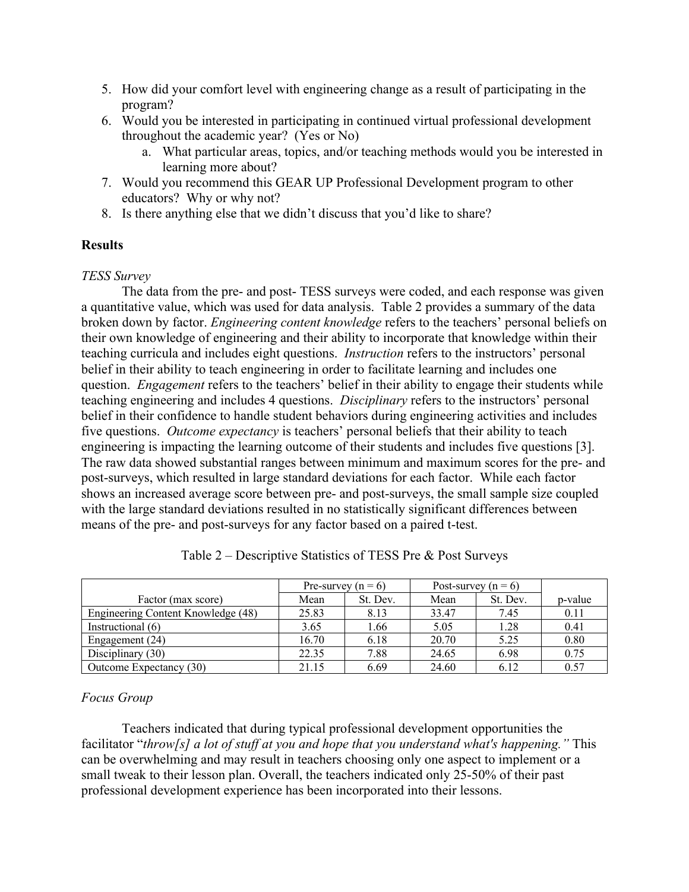5. How did your comfort level with engineering change as a result of participating in the program?
6. Would you be interested in participating in continued virtual professional development throughout the academic year? (Yes or No)
    a. What particular areas, topics, and/or teaching methods would you be interested in learning more about?
7. Would you recommend this GEAR UP Professional Development program to other educators? Why or why not?
8. Is there anything else that we didn't discuss that you'd like to share?

**Results**

*TESS Survey*

The data from the pre- and post- TESS surveys were coded, and each response was given a quantitative value, which was used for data analysis. Table 2 provides a summary of the data broken down by factor. *Engineering content knowledge* refers to the teachers' personal beliefs on their own knowledge of engineering and their ability to incorporate that knowledge within their teaching curricula and includes eight questions. *Instruction* refers to the instructors' personal belief in their ability to teach engineering in order to facilitate learning and includes one question. *Engagement* refers to the teachers' belief in their ability to engage their students while teaching engineering and includes 4 questions. *Disciplinary* refers to the instructors' personal belief in their confidence to handle student behaviors during engineering activities and includes five questions. *Outcome expectancy* is teachers' personal beliefs that their ability to teach engineering is impacting the learning outcome of their students and includes five questions [3]. The raw data showed substantial ranges between minimum and maximum scores for the pre- and post-surveys, which resulted in large standard deviations for each factor. While each factor shows an increased average score between pre- and post-surveys, the small sample size coupled with the large standard deviations resulted in no statistically significant differences between means of the pre- and post-surveys for any factor based on a paired t-test.

Table 2 – Descriptive Statistics of TESS Pre & Post Surveys

| | Pre-survey (n = 6) | | Post-survey (n = 6) | | |
|---|---|---|---|---|---|
| Factor (max score) | Mean | St. Dev. | Mean | St. Dev. | p-value |
| Engineering Content Knowledge (48) | 25.83 | 8.13 | 33.47 | 7.45 | 0.11 |
| Instructional (6) | 3.65 | 1.66 | 5.05 | 1.28 | 0.41 |
| Engagement (24) | 16.70 | 6.18 | 20.70 | 5.25 | 0.80 |
| Disciplinary (30) | 22.35 | 7.88 | 24.65 | 6.98 | 0.75 |
| Outcome Expectancy (30) | 21.15 | 6.69 | 24.60 | 6.12 | 0.57 |

*Focus Group*

Teachers indicated that during typical professional development opportunities the facilitator "*throw[s] a lot of stuff at you and hope that you understand what's happening."* This can be overwhelming and may result in teachers choosing only one aspect to implement or a small tweak to their lesson plan. Overall, the teachers indicated only 25-50% of their past professional development experience has been incorporated into their lessons.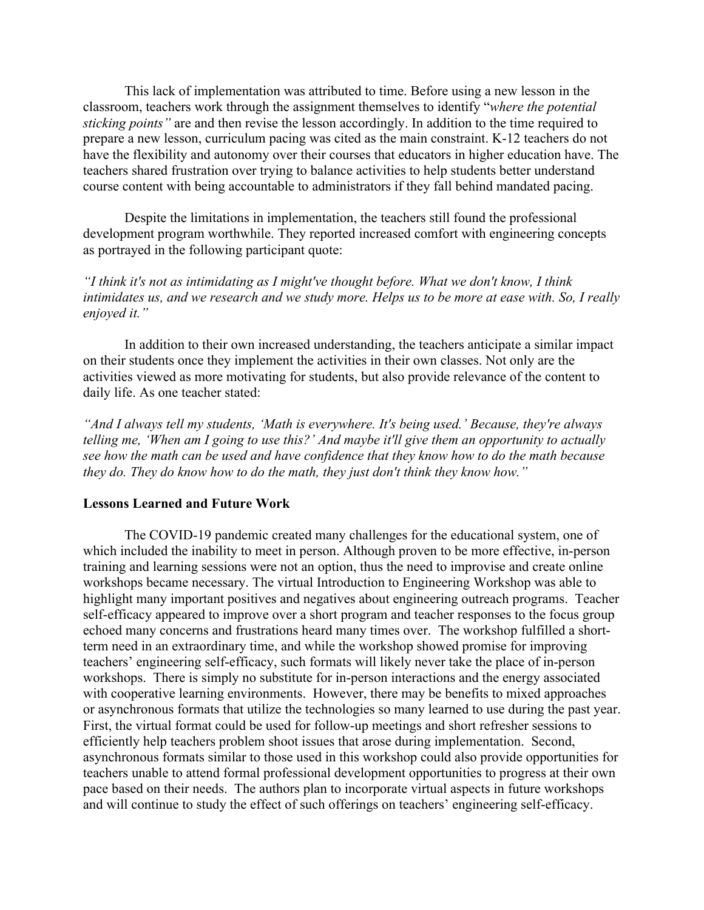This lack of implementation was attributed to time. Before using a new lesson in the classroom, teachers work through the assignment themselves to identify "*where the potential sticking points"* are and then revise the lesson accordingly. In addition to the time required to prepare a new lesson, curriculum pacing was cited as the main constraint. K-12 teachers do not have the flexibility and autonomy over their courses that educators in higher education have. The teachers shared frustration over trying to balance activities to help students better understand course content with being accountable to administrators if they fall behind mandated pacing.

Despite the limitations in implementation, the teachers still found the professional development program worthwhile. They reported increased comfort with engineering concepts as portrayed in the following participant quote:

*"I think it's not as intimidating as I might've thought before. What we don't know, I think intimidates us, and we research and we study more. Helps us to be more at ease with. So, I really enjoyed it."*

In addition to their own increased understanding, the teachers anticipate a similar impact on their students once they implement the activities in their own classes. Not only are the activities viewed as more motivating for students, but also provide relevance of the content to daily life. As one teacher stated:

*"And I always tell my students, 'Math is everywhere. It's being used.' Because, they're always telling me, 'When am I going to use this?' And maybe it'll give them an opportunity to actually see how the math can be used and have confidence that they know how to do the math because they do. They do know how to do the math, they just don't think they know how."*

**Lessons Learned and Future Work**

The COVID-19 pandemic created many challenges for the educational system, one of which included the inability to meet in person. Although proven to be more effective, in-person training and learning sessions were not an option, thus the need to improvise and create online workshops became necessary. The virtual Introduction to Engineering Workshop was able to highlight many important positives and negatives about engineering outreach programs. Teacher self-efficacy appeared to improve over a short program and teacher responses to the focus group echoed many concerns and frustrations heard many times over. The workshop fulfilled a short-term need in an extraordinary time, and while the workshop showed promise for improving teachers' engineering self-efficacy, such formats will likely never take the place of in-person workshops. There is simply no substitute for in-person interactions and the energy associated with cooperative learning environments. However, there may be benefits to mixed approaches or asynchronous formats that utilize the technologies so many learned to use during the past year. First, the virtual format could be used for follow-up meetings and short refresher sessions to efficiently help teachers problem shoot issues that arose during implementation. Second, asynchronous formats similar to those used in this workshop could also provide opportunities for teachers unable to attend formal professional development opportunities to progress at their own pace based on their needs. The authors plan to incorporate virtual aspects in future workshops and will continue to study the effect of such offerings on teachers' engineering self-efficacy.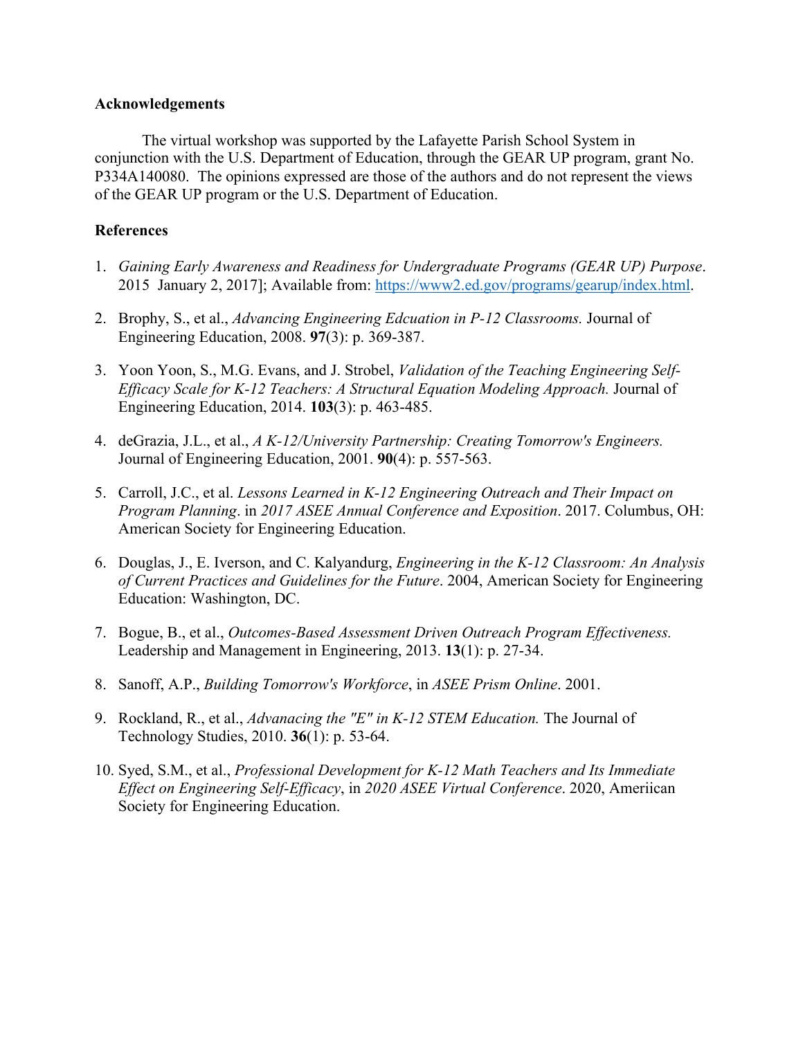## Acknowledgements

The virtual workshop was supported by the Lafayette Parish School System in conjunction with the U.S. Department of Education, through the GEAR UP program, grant No. P334A140080. The opinions expressed are those of the authors and do not represent the views of the GEAR UP program or the U.S. Department of Education.

## References

1. *Gaining Early Awareness and Readiness for Undergraduate Programs (GEAR UP) Purpose*. 2015 January 2, 2017]; Available from: https://www2.ed.gov/programs/gearup/index.html.

2. Brophy, S., et al., *Advancing Engineering Edcuation in P-12 Classrooms.* Journal of Engineering Education, 2008. **97**(3): p. 369-387.

3. Yoon Yoon, S., M.G. Evans, and J. Strobel, *Validation of the Teaching Engineering Self-Efficacy Scale for K-12 Teachers: A Structural Equation Modeling Approach.* Journal of Engineering Education, 2014. **103**(3): p. 463-485.

4. deGrazia, J.L., et al., *A K-12/University Partnership: Creating Tomorrow's Engineers.* Journal of Engineering Education, 2001. **90**(4): p. 557-563.

5. Carroll, J.C., et al. *Lessons Learned in K-12 Engineering Outreach and Their Impact on Program Planning*. in *2017 ASEE Annual Conference and Exposition*. 2017. Columbus, OH: American Society for Engineering Education.

6. Douglas, J., E. Iverson, and C. Kalyandurg, *Engineering in the K-12 Classroom: An Analysis of Current Practices and Guidelines for the Future*. 2004, American Society for Engineering Education: Washington, DC.

7. Bogue, B., et al., *Outcomes-Based Assessment Driven Outreach Program Effectiveness.* Leadership and Management in Engineering, 2013. **13**(1): p. 27-34.

8. Sanoff, A.P., *Building Tomorrow's Workforce*, in *ASEE Prism Online*. 2001.

9. Rockland, R., et al., *Advanacing the "E" in K-12 STEM Education.* The Journal of Technology Studies, 2010. **36**(1): p. 53-64.

10. Syed, S.M., et al., *Professional Development for K-12 Math Teachers and Its Immediate Effect on Engineering Self-Efficacy*, in *2020 ASEE Virtual Conference*. 2020, Ameriican Society for Engineering Education.